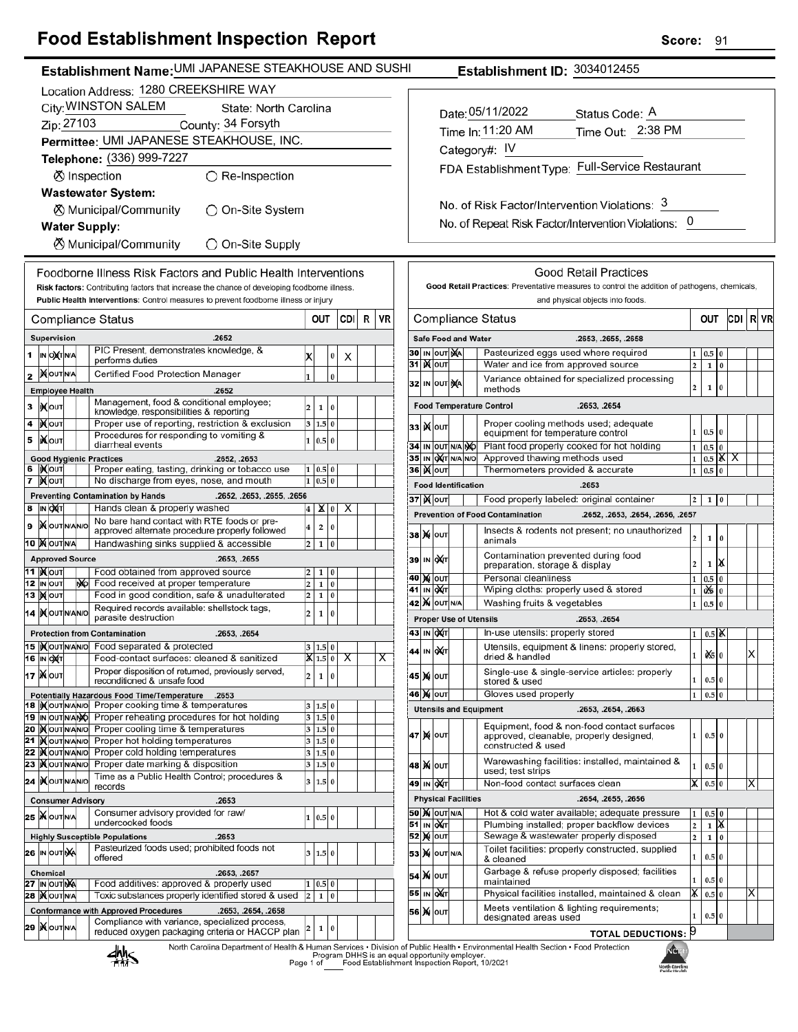# Food Establishment Inspection Report

**Score:** 91

**Establishment Name:** UMI JAPANESE STEAKHOUSE AND SUSHI

**Establishment ID:** 3034012455

Location Address: 1280 CREEKSHIRE WAY

City: WINSTON SALEM    State: North Carolina

Zip: 27103    County: 34 Forsyth

Permittee: UMI JAPANESE STEAKHOUSE, INC.

Telephone: (336) 999-7227

⊗ Inspection    ○ Re-Inspection

**Wastewater System:**

⊗ Municipal/Community    ○ On-Site System

**Water Supply:**

⊗ Municipal/Community    ○ On-Site Supply

Date: 05/11/2022    Status Code: A

Time In: 11:20 AM    Time Out: 2:38 PM

Category#: IV

FDA Establishment Type: Full-Service Restaurant

No. of Risk Factor/Intervention Violations: 3

No. of Repeat Risk Factor/Intervention Violations: 0

## Foodborne Illness Risk Factors and Public Health Interventions

**Risk factors:** Contributing factors that increase the chance of developing foodborne illness.
**Public Health Interventions:** Control measures to prevent foodborne illness or injury

| # | Compliance Status | Status | | OUT | | CDI | R | VR |
|---|---|---|---|---|---|---|---|---|
| | **Supervision** .2652 | | | | | | | |
| 1 | PIC Present, demonstrates knowledge, & performs duties | OUT | X | | 0 | X | | |
| 2 | Certified Food Protection Manager | IN | 1 | | 0 | | | |
| | **Employee Health** .2652 | | | | | | | |
| 3 | Management, food & conditional employee; knowledge, responsibilities & reporting | IN | 2 | 1 | 0 | | | |
| 4 | Proper use of reporting, restriction & exclusion | IN | 3 | 1.5 | 0 | | | |
| 5 | Procedures for responding to vomiting & diarrheal events | IN | 1 | 0.5 | 0 | | | |
| | **Good Hygienic Practices** .2652, .2653 | | | | | | | |
| 6 | Proper eating, tasting, drinking or tobacco use | IN | 1 | 0.5 | 0 | | | |
| 7 | No discharge from eyes, nose, and mouth | IN | 1 | 0.5 | 0 | | | |
| | **Preventing Contamination by Hands** .2652, .2653, .2655, .2656 | | | | | | | |
| 8 | Hands clean & properly washed | OUT | 4 | X | 0 | X | | |
| 9 | No bare hand contact with RTE foods or pre-approved alternate procedure properly followed | IN | 4 | 2 | 0 | | | |
| 10 | Handwashing sinks supplied & accessible | IN | 2 | 1 | 0 | | | |
| | **Approved Source** .2653, .2655 | | | | | | | |
| 11 | Food obtained from approved source | IN | 2 | 1 | 0 | | | |
| 12 | Food received at proper temperature | N/O | 2 | 1 | 0 | | | |
| 13 | Food in good condition, safe & unadulterated | IN | 2 | 1 | 0 | | | |
| 14 | Required records available: shellstock tags, parasite destruction | IN | 2 | 1 | 0 | | | |
| | **Protection from Contamination** .2653, .2654 | | | | | | | |
| 15 | Food separated & protected | IN | 3 | 1.5 | 0 | | | |
| 16 | Food-contact surfaces: cleaned & sanitized | OUT | X | 1.5 | 0 | X | | X |
| 17 | Proper disposition of returned, previously served, reconditioned & unsafe food | IN | 2 | 1 | 0 | | | |
| | **Potentially Hazardous Food Time/Temperature** .2653 | | | | | | | |
| 18 | Proper cooking time & temperatures | IN | 3 | 1.5 | 0 | | | |
| 19 | Proper reheating procedures for hot holding | N/O | 3 | 1.5 | 0 | | | |
| 20 | Proper cooling time & temperatures | IN | 3 | 1.5 | 0 | | | |
| 21 | Proper hot holding temperatures | IN | 3 | 1.5 | 0 | | | |
| 22 | Proper cold holding temperatures | IN | 3 | 1.5 | 0 | | | |
| 23 | Proper date marking & disposition | IN | 3 | 1.5 | 0 | | | |
| 24 | Time as a Public Health Control; procedures & records | IN | 3 | 1.5 | 0 | | | |
| | **Consumer Advisory** .2653 | | | | | | | |
| 25 | Consumer advisory provided for raw/undercooked foods | IN | 1 | 0.5 | 0 | | | |
| | **Highly Susceptible Populations** .2653 | | | | | | | |
| 26 | Pasteurized foods used; prohibited foods not offered | N/A | 3 | 1.5 | 0 | | | |
| | **Chemical** .2653, .2657 | | | | | | | |
| 27 | Food additives: approved & properly used | N/A | 1 | 0.5 | 0 | | | |
| 28 | Toxic substances properly identified stored & used | IN | 2 | 1 | 0 | | | |
| | **Conformance with Approved Procedures** .2653, .2654, .2658 | | | | | | | |
| 29 | Compliance with variance, specialized process, reduced oxygen packaging criteria or HACCP plan | IN | 2 | 1 | 0 | | | |

## Good Retail Practices

**Good Retail Practices:** Preventative measures to control the addition of pathogens, chemicals, and physical objects into foods.

| # | Compliance Status | Status | | OUT | | CDI | R | VR |
|---|---|---|---|---|---|---|---|---|
| | **Safe Food and Water** .2653, .2655, .2658 | | | | | | | |
| 30 | Pasteurized eggs used where required | N/A | 1 | 0.5 | 0 | | | |
| 31 | Water and ice from approved source | IN | 2 | 1 | 0 | | | |
| 32 | Variance obtained for specialized processing methods | N/A | 2 | 1 | 0 | | | |
| | **Food Temperature Control** .2653, .2654 | | | | | | | |
| 33 | Proper cooling methods used; adequate equipment for temperature control | IN | 1 | 0.5 | 0 | | | |
| 34 | Plant food properly cooked for hot holding | N/O | 1 | 0.5 | 0 | | | |
| 35 | Approved thawing methods used | OUT | 1 | 0.5 | X | X | | |
| 36 | Thermometers provided & accurate | IN | 1 | 0.5 | 0 | | | |
| | **Food Identification** .2653 | | | | | | | |
| 37 | Food properly labeled: original container | IN | 2 | 1 | 0 | | | |
| | **Prevention of Food Contamination** .2652, .2653, .2654, .2656, .2657 | | | | | | | |
| 38 | Insects & rodents not present; no unauthorized animals | IN | 2 | 1 | 0 | | | |
| 39 | Contamination prevented during food preparation, storage & display | OUT | 2 | 1 | X | | | |
| 40 | Personal cleanliness | IN | 1 | 0.5 | 0 | | | |
| 41 | Wiping cloths: properly used & stored | OUT | 1 | X | 0 | | | |
| 42 | Washing fruits & vegetables | IN | 1 | 0.5 | 0 | | | |
| | **Proper Use of Utensils** .2653, .2654 | | | | | | | |
| 43 | In-use utensils: properly stored | OUT | 1 | 0.5 | X | | | |
| 44 | Utensils, equipment & linens: properly stored, dried & handled | OUT | 1 | X | 0 | | | X |
| 45 | Single-use & single-service articles: properly stored & used | IN | 1 | 0.5 | 0 | | | |
| 46 | Gloves used properly | IN | 1 | 0.5 | 0 | | | |
| | **Utensils and Equipment** .2653, .2654, .2663 | | | | | | | |
| 47 | Equipment, food & non-food contact surfaces approved, cleanable, properly designed, constructed & used | IN | 1 | 0.5 | 0 | | | |
| 48 | Warewashing facilities: installed, maintained & used; test strips | IN | 1 | 0.5 | 0 | | | |
| 49 | Non-food contact surfaces clean | OUT | X | 0.5 | 0 | | | X |
| | **Physical Facilities** .2654, .2655, .2656 | | | | | | | |
| 50 | Hot & cold water available; adequate pressure | IN | 1 | 0.5 | 0 | | | |
| 51 | Plumbing installed; proper backflow devices | OUT | 2 | 1 | X | | | |
| 52 | Sewage & wastewater properly disposed | IN | 2 | 1 | 0 | | | |
| 53 | Toilet facilities: properly constructed, supplied & cleaned | IN | 1 | 0.5 | 0 | | | |
| 54 | Garbage & refuse properly disposed; facilities maintained | IN | 1 | 0.5 | 0 | | | |
| 55 | Physical facilities installed, maintained & clean | OUT | X | 0.5 | 0 | | | X |
| 56 | Meets ventilation & lighting requirements; designated areas used | IN | 1 | 0.5 | 0 | | | |
| | **TOTAL DEDUCTIONS:** 9 | | | | | | | |

North Carolina Department of Health & Human Services • Division of Public Health • Environmental Health Section • Food Protection Program DHHS is an equal opportunity employer. Food Establishment Inspection Report, 10/2021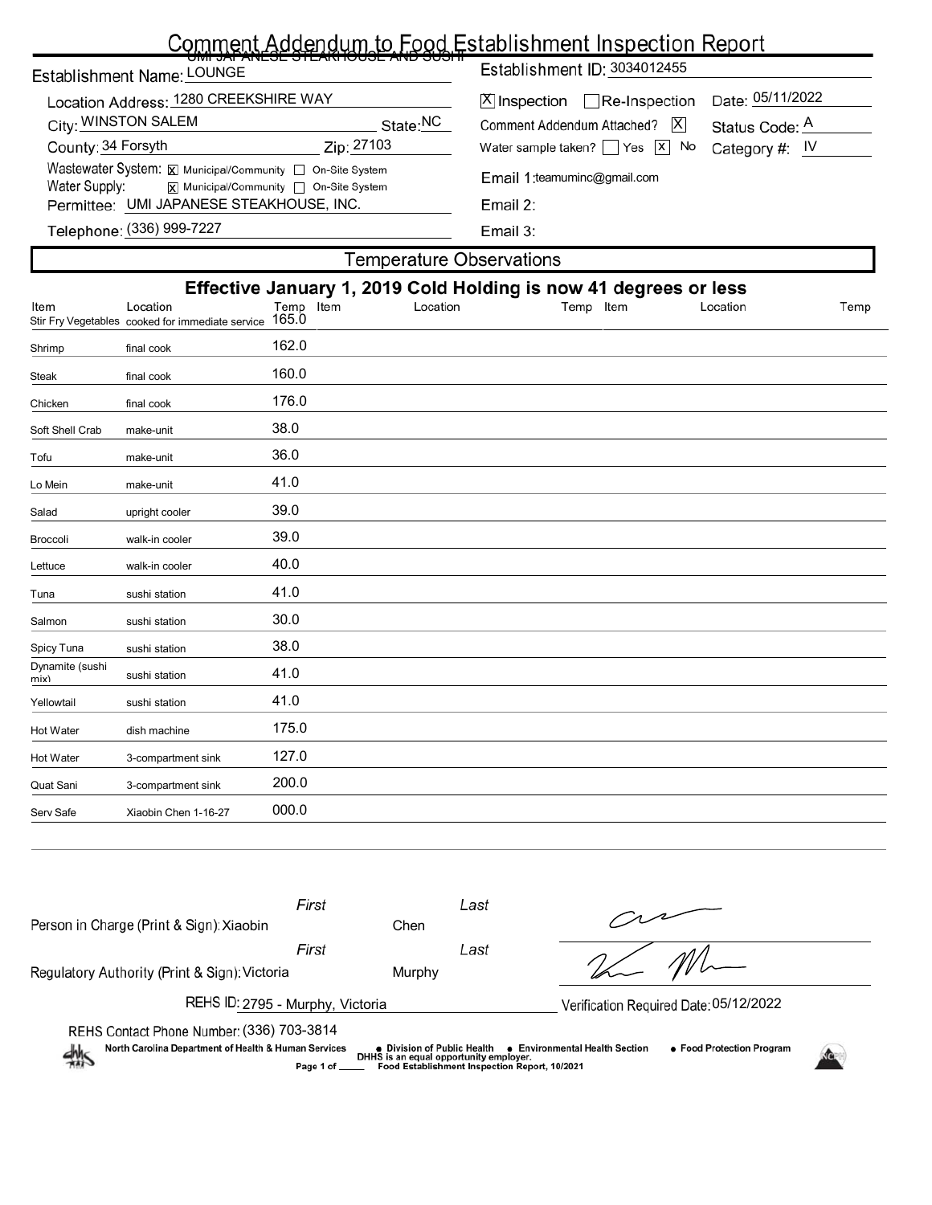# Comment Addendum to Food Establishment Inspection Report

Establishment Name: UMI JAPANESE STEAKHOUSE AND SUSHI LOUNGE

Establishment ID: 3034012455

Location Address: 1280 CREEKSHIRE WAY

City: WINSTON SALEM State: NC

County: 34 Forsyth Zip: 27103

Wastewater System: [X] Municipal/Community [ ] On-Site System

Water Supply: [X] Municipal/Community [ ] On-Site System

Permittee: UMI JAPANESE STEAKHOUSE, INC.

Telephone: (336) 999-7227

[X] Inspection [ ] Re-Inspection Date: 05/11/2022

Comment Addendum Attached? [X] Status Code: A

Water sample taken? [ ] Yes [X] No Category #: IV

Email 1: teamuminc@gmail.com

Email 2:

Email 3:

## Temperature Observations

**Effective January 1, 2019 Cold Holding is now 41 degrees or less**

| Item | Location | Temp | Item | Location | Temp | Item | Location | Temp |
|---|---|---|---|---|---|---|---|---|
| Stir Fry Vegetables | cooked for immediate service | 165.0 | | | | | | |
| Shrimp | final cook | 162.0 | | | | | | |
| Steak | final cook | 160.0 | | | | | | |
| Chicken | final cook | 176.0 | | | | | | |
| Soft Shell Crab | make-unit | 38.0 | | | | | | |
| Tofu | make-unit | 36.0 | | | | | | |
| Lo Mein | make-unit | 41.0 | | | | | | |
| Salad | upright cooler | 39.0 | | | | | | |
| Broccoli | walk-in cooler | 39.0 | | | | | | |
| Lettuce | walk-in cooler | 40.0 | | | | | | |
| Tuna | sushi station | 41.0 | | | | | | |
| Salmon | sushi station | 30.0 | | | | | | |
| Spicy Tuna | sushi station | 38.0 | | | | | | |
| Dynamite (sushi mix) | sushi station | 41.0 | | | | | | |
| Yellowtail | sushi station | 41.0 | | | | | | |
| Hot Water | dish machine | 175.0 | | | | | | |
| Hot Water | 3-compartment sink | 127.0 | | | | | | |
| Quat Sani | 3-compartment sink | 200.0 | | | | | | |
| Serv Safe | Xiaobin Chen 1-16-27 | 000.0 | | | | | | |

Person in Charge (Print & Sign): First Xiaobin Last Chen

Regulatory Authority (Print & Sign): First Victoria Last Murphy

REHS ID: 2795 - Murphy, Victoria

Verification Required Date: 05/12/2022

REHS Contact Phone Number: (336) 703-3814

North Carolina Department of Health & Human Services • Division of Public Health • Environmental Health Section • Food Protection Program

DHHS is an equal opportunity employer.

Food Establishment Inspection Report, 10/2021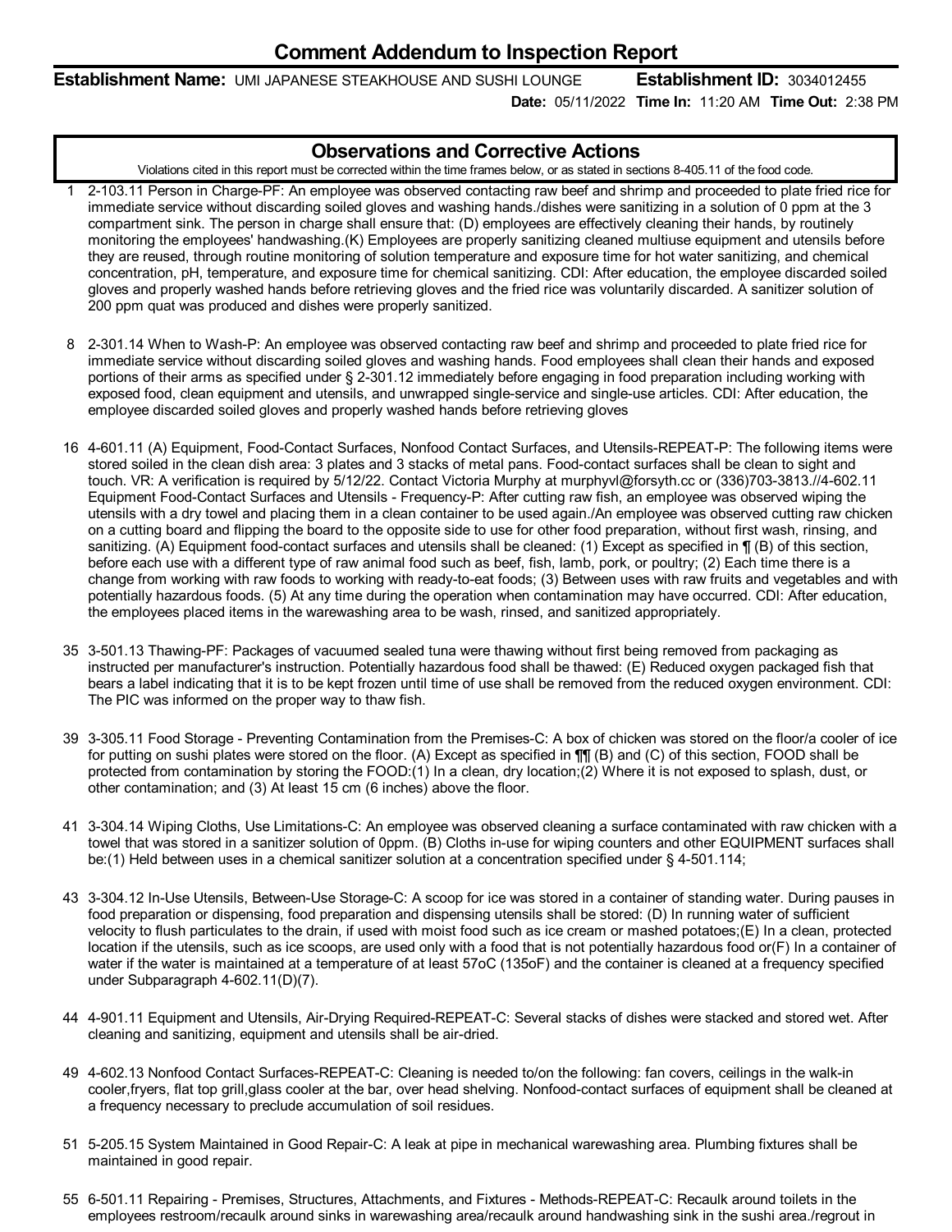# Comment Addendum to Inspection Report

**Establishment Name:** UMI JAPANESE STEAKHOUSE AND SUSHI LOUNGE **Establishment ID:** 3034012455

**Date:** 05/11/2022 **Time In:** 11:20 AM **Time Out:** 2:38 PM

## Observations and Corrective Actions

Violations cited in this report must be corrected within the time frames below, or as stated in sections 8-405.11 of the food code.

1 2-103.11 Person in Charge-PF: An employee was observed contacting raw beef and shrimp and proceeded to plate fried rice for immediate service without discarding soiled gloves and washing hands./dishes were sanitizing in a solution of 0 ppm at the 3 compartment sink. The person in charge shall ensure that: (D) employees are effectively cleaning their hands, by routinely monitoring the employees' handwashing.(K) Employees are properly sanitizing cleaned multiuse equipment and utensils before they are reused, through routine monitoring of solution temperature and exposure time for hot water sanitizing, and chemical concentration, pH, temperature, and exposure time for chemical sanitizing. CDI: After education, the employee discarded soiled gloves and properly washed hands before retrieving gloves and the fried rice was voluntarily discarded. A sanitizer solution of 200 ppm quat was produced and dishes were properly sanitized.

8 2-301.14 When to Wash-P: An employee was observed contacting raw beef and shrimp and proceeded to plate fried rice for immediate service without discarding soiled gloves and washing hands. Food employees shall clean their hands and exposed portions of their arms as specified under § 2-301.12 immediately before engaging in food preparation including working with exposed food, clean equipment and utensils, and unwrapped single-service and single-use articles. CDI: After education, the employee discarded soiled gloves and properly washed hands before retrieving gloves

16 4-601.11 (A) Equipment, Food-Contact Surfaces, Nonfood Contact Surfaces, and Utensils-REPEAT-P: The following items were stored soiled in the clean dish area: 3 plates and 3 stacks of metal pans. Food-contact surfaces shall be clean to sight and touch. VR: A verification is required by 5/12/22. Contact Victoria Murphy at murphyvl@forsyth.cc or (336)703-3813.//4-602.11 Equipment Food-Contact Surfaces and Utensils - Frequency-P: After cutting raw fish, an employee was observed wiping the utensils with a dry towel and placing them in a clean container to be used again./An employee was observed cutting raw chicken on a cutting board and flipping the board to the opposite side to use for other food preparation, without first wash, rinsing, and sanitizing. (A) Equipment food-contact surfaces and utensils shall be cleaned: (1) Except as specified in ¶ (B) of this section, before each use with a different type of raw animal food such as beef, fish, lamb, pork, or poultry; (2) Each time there is a change from working with raw foods to working with ready-to-eat foods; (3) Between uses with raw fruits and vegetables and with potentially hazardous foods. (5) At any time during the operation when contamination may have occurred. CDI: After education, the employees placed items in the warewashing area to be wash, rinsed, and sanitized appropriately.

35 3-501.13 Thawing-PF: Packages of vacuumed sealed tuna were thawing without first being removed from packaging as instructed per manufacturer's instruction. Potentially hazardous food shall be thawed: (E) Reduced oxygen packaged fish that bears a label indicating that it is to be kept frozen until time of use shall be removed from the reduced oxygen environment. CDI: The PIC was informed on the proper way to thaw fish.

39 3-305.11 Food Storage - Preventing Contamination from the Premises-C: A box of chicken was stored on the floor/a cooler of ice for putting on sushi plates were stored on the floor. (A) Except as specified in ¶¶ (B) and (C) of this section, FOOD shall be protected from contamination by storing the FOOD:(1) In a clean, dry location;(2) Where it is not exposed to splash, dust, or other contamination; and (3) At least 15 cm (6 inches) above the floor.

41 3-304.14 Wiping Cloths, Use Limitations-C: An employee was observed cleaning a surface contaminated with raw chicken with a towel that was stored in a sanitizer solution of 0ppm. (B) Cloths in-use for wiping counters and other EQUIPMENT surfaces shall be:(1) Held between uses in a chemical sanitizer solution at a concentration specified under § 4-501.114;

43 3-304.12 In-Use Utensils, Between-Use Storage-C: A scoop for ice was stored in a container of standing water. During pauses in food preparation or dispensing, food preparation and dispensing utensils shall be stored: (D) In running water of sufficient velocity to flush particulates to the drain, if used with moist food such as ice cream or mashed potatoes;(E) In a clean, protected location if the utensils, such as ice scoops, are used only with a food that is not potentially hazardous food or(F) In a container of water if the water is maintained at a temperature of at least 57oC (135oF) and the container is cleaned at a frequency specified under Subparagraph 4-602.11(D)(7).

44 4-901.11 Equipment and Utensils, Air-Drying Required-REPEAT-C: Several stacks of dishes were stacked and stored wet. After cleaning and sanitizing, equipment and utensils shall be air-dried.

49 4-602.13 Nonfood Contact Surfaces-REPEAT-C: Cleaning is needed to/on the following: fan covers, ceilings in the walk-in cooler,fryers, flat top grill,glass cooler at the bar, over head shelving. Nonfood-contact surfaces of equipment shall be cleaned at a frequency necessary to preclude accumulation of soil residues.

51 5-205.15 System Maintained in Good Repair-C: A leak at pipe in mechanical warewashing area. Plumbing fixtures shall be maintained in good repair.

55 6-501.11 Repairing - Premises, Structures, Attachments, and Fixtures - Methods-REPEAT-C: Recaulk around toilets in the employees restroom/recaulk around sinks in warewashing area/recaulk around handwashing sink in the sushi area./regrout in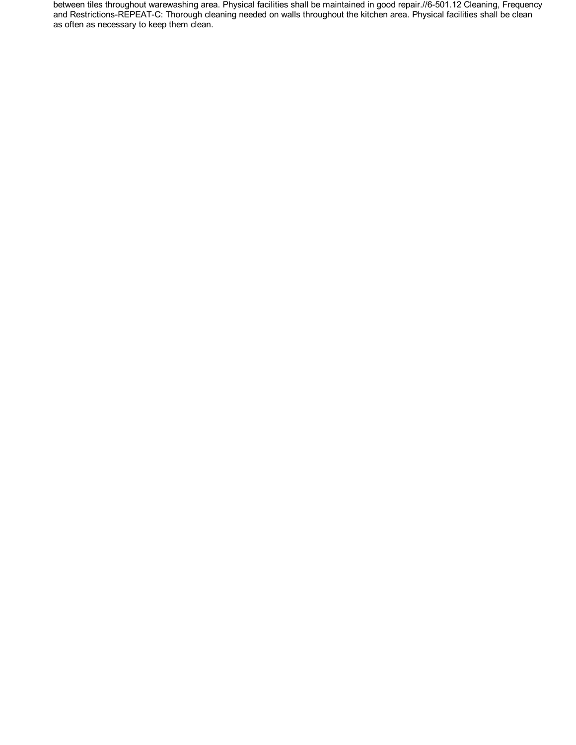between tiles throughout warewashing area. Physical facilities shall be maintained in good repair.//6-501.12 Cleaning, Frequency and Restrictions-REPEAT-C: Thorough cleaning needed on walls throughout the kitchen area. Physical facilities shall be clean as often as necessary to keep them clean.